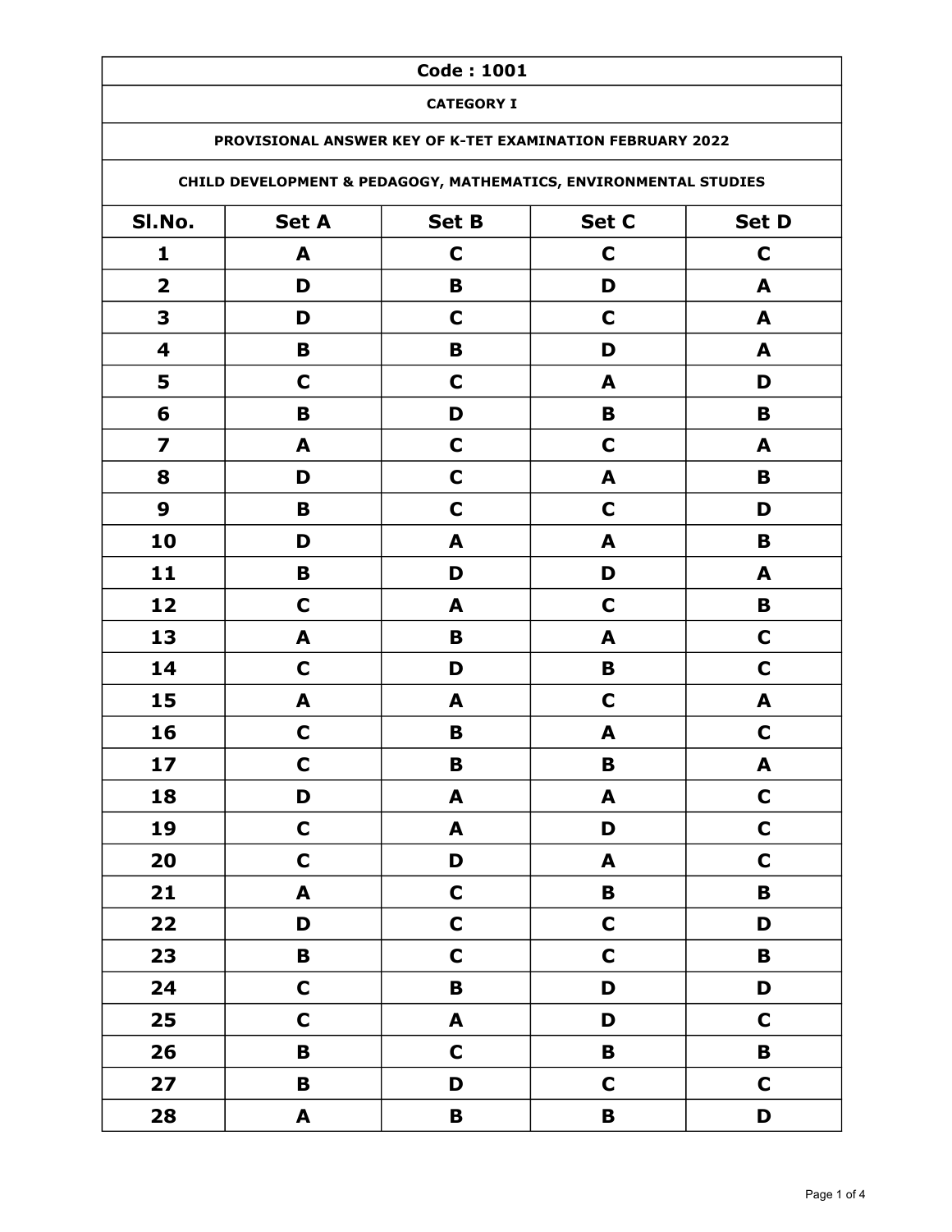**Code : 1001**

**CATEGORY I**

**PROVISIONAL ANSWER KEY OF K-TET EXAMINATION FEBRUARY 2022**

**CHILD DEVELOPMENT & PEDAGOGY, MATHEMATICS, ENVIRONMENTAL STUDIES**

| Sl.No. | Set A | Set B | Set C | Set D |
|---|---|---|---|---|
| 1 | A | C | C | C |
| 2 | D | B | D | A |
| 3 | D | C | C | A |
| 4 | B | B | D | A |
| 5 | C | C | A | D |
| 6 | B | D | B | B |
| 7 | A | C | C | A |
| 8 | D | C | A | B |
| 9 | B | C | C | D |
| 10 | D | A | A | B |
| 11 | B | D | D | A |
| 12 | C | A | C | B |
| 13 | A | B | A | C |
| 14 | C | D | B | C |
| 15 | A | A | C | A |
| 16 | C | B | A | C |
| 17 | C | B | B | A |
| 18 | D | A | A | C |
| 19 | C | A | D | C |
| 20 | C | D | A | C |
| 21 | A | C | B | B |
| 22 | D | C | C | D |
| 23 | B | C | C | B |
| 24 | C | B | D | D |
| 25 | C | A | D | C |
| 26 | B | C | B | B |
| 27 | B | D | C | C |
| 28 | A | B | B | D |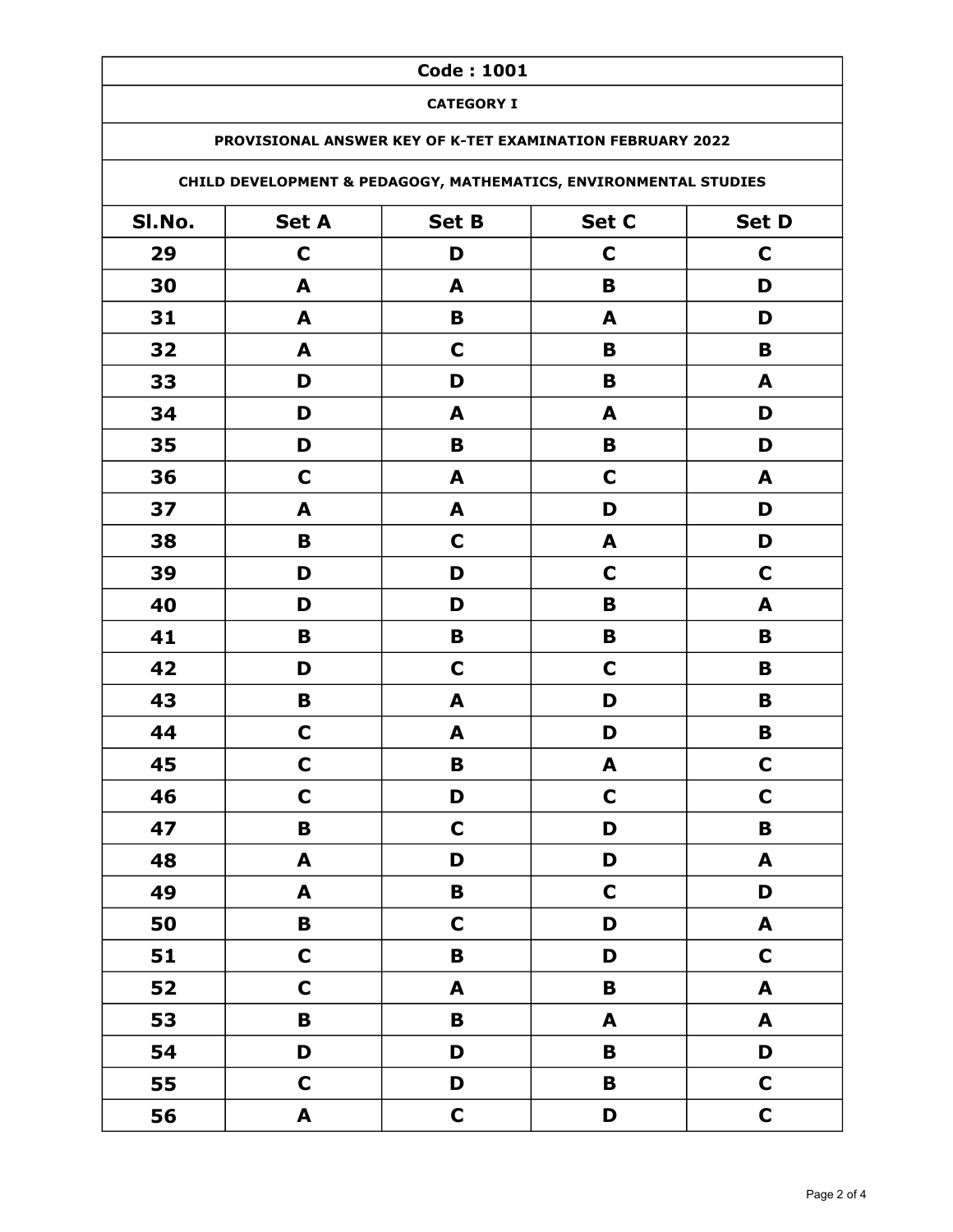| Code : 1001 | | | | |
|---|---|---|---|---|
| **CATEGORY I** | | | | |
| **PROVISIONAL ANSWER KEY OF K-TET EXAMINATION FEBRUARY 2022** | | | | |
| **CHILD DEVELOPMENT & PEDAGOGY, MATHEMATICS, ENVIRONMENTAL STUDIES** | | | | |
| **Sl.No.** | **Set A** | **Set B** | **Set C** | **Set D** |
| 29 | C | D | C | C |
| 30 | A | A | B | D |
| 31 | A | B | A | D |
| 32 | A | C | B | B |
| 33 | D | D | B | A |
| 34 | D | A | A | D |
| 35 | D | B | B | D |
| 36 | C | A | C | A |
| 37 | A | A | D | D |
| 38 | B | C | A | D |
| 39 | D | D | C | C |
| 40 | D | D | B | A |
| 41 | B | B | B | B |
| 42 | D | C | C | B |
| 43 | B | A | D | B |
| 44 | C | A | D | B |
| 45 | C | B | A | C |
| 46 | C | D | C | C |
| 47 | B | C | D | B |
| 48 | A | D | D | A |
| 49 | A | B | C | D |
| 50 | B | C | D | A |
| 51 | C | B | D | C |
| 52 | C | A | B | A |
| 53 | B | B | A | A |
| 54 | D | D | B | D |
| 55 | C | D | B | C |
| 56 | A | C | D | C |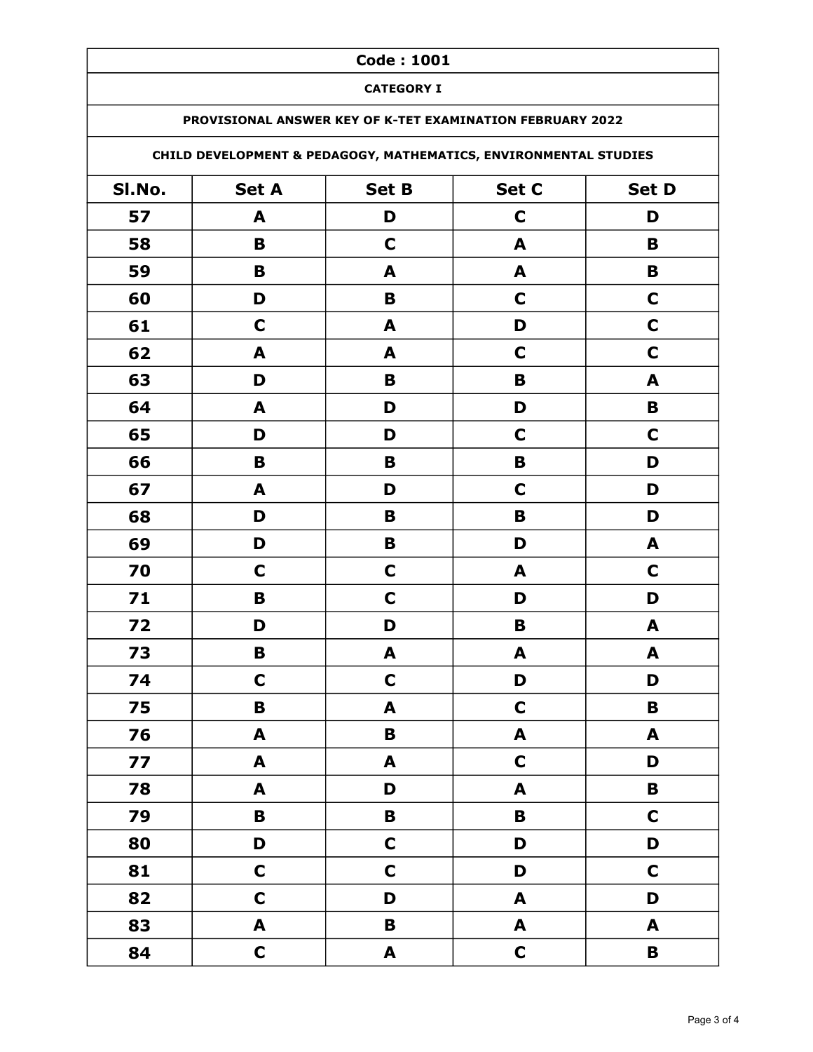| Code : 1001 | | | | |
|---|---|---|---|---|
| CATEGORY I | | | | |
| PROVISIONAL ANSWER KEY OF K-TET EXAMINATION FEBRUARY 2022 | | | | |
| CHILD DEVELOPMENT & PEDAGOGY, MATHEMATICS, ENVIRONMENTAL STUDIES | | | | |
| **Sl.No.** | **Set A** | **Set B** | **Set C** | **Set D** |
| 57 | A | D | C | D |
| 58 | B | C | A | B |
| 59 | B | A | A | B |
| 60 | D | B | C | C |
| 61 | C | A | D | C |
| 62 | A | A | C | C |
| 63 | D | B | B | A |
| 64 | A | D | D | B |
| 65 | D | D | C | C |
| 66 | B | B | B | D |
| 67 | A | D | C | D |
| 68 | D | B | B | D |
| 69 | D | B | D | A |
| 70 | C | C | A | C |
| 71 | B | C | D | D |
| 72 | D | D | B | A |
| 73 | B | A | A | A |
| 74 | C | C | D | D |
| 75 | B | A | C | B |
| 76 | A | B | A | A |
| 77 | A | A | C | D |
| 78 | A | D | A | B |
| 79 | B | B | B | C |
| 80 | D | C | D | D |
| 81 | C | C | D | C |
| 82 | C | D | A | D |
| 83 | A | B | A | A |
| 84 | C | A | C | B |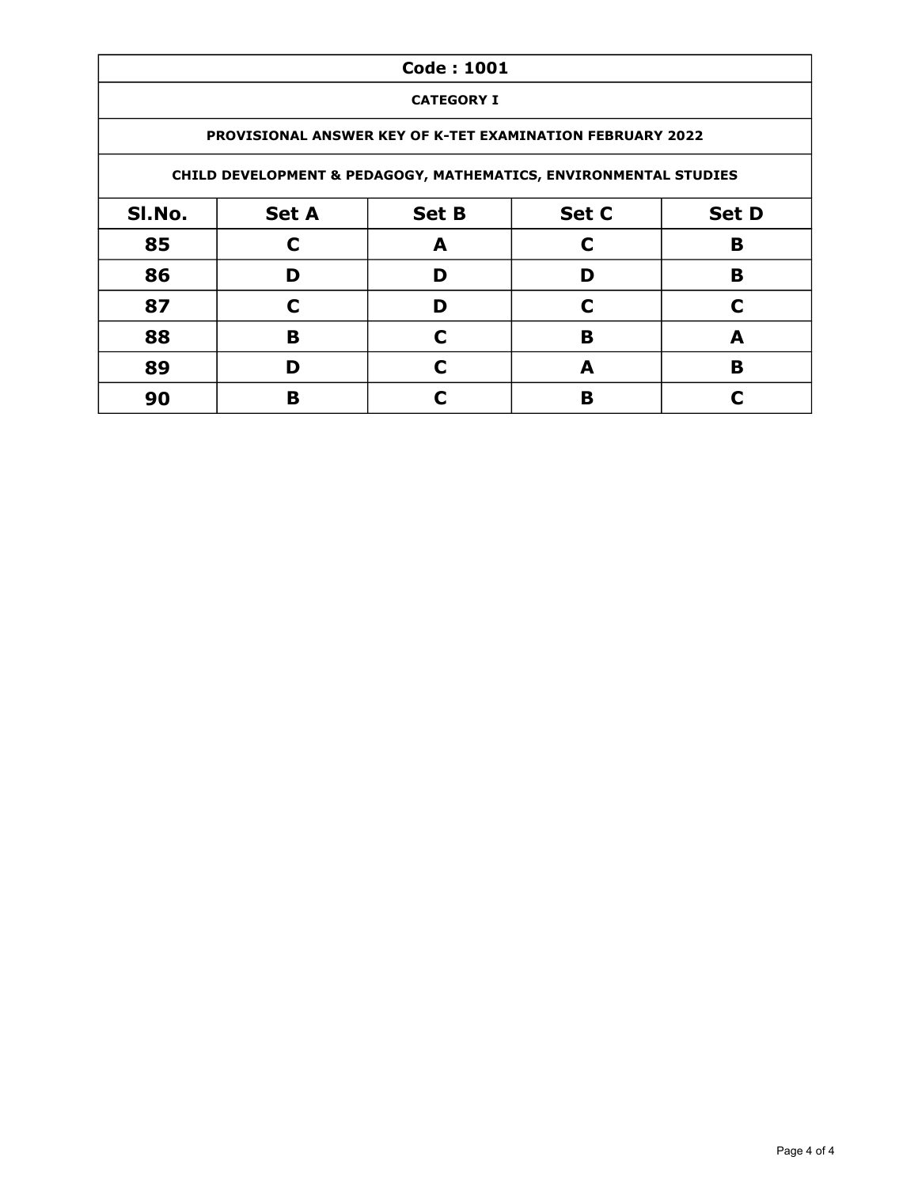| Code : 1001 | | | | |
|---|---|---|---|---|
| CATEGORY I | | | | |
| PROVISIONAL ANSWER KEY OF K-TET EXAMINATION FEBRUARY 2022 | | | | |
| CHILD DEVELOPMENT & PEDAGOGY, MATHEMATICS, ENVIRONMENTAL STUDIES | | | | |
| **Sl.No.** | **Set A** | **Set B** | **Set C** | **Set D** |
| 85 | C | A | C | B |
| 86 | D | D | D | B |
| 87 | C | D | C | C |
| 88 | B | C | B | A |
| 89 | D | C | A | B |
| 90 | B | C | B | C |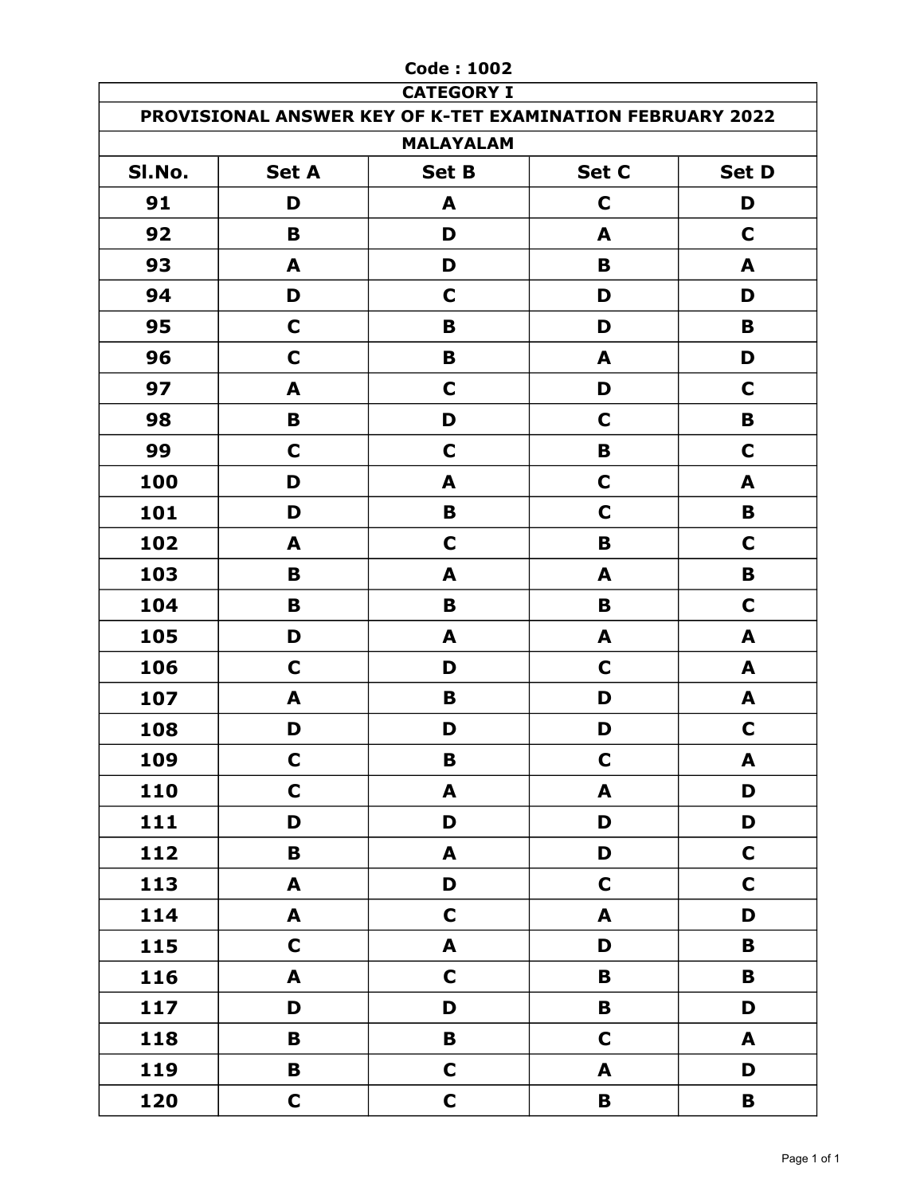**Code : 1002**

| CATEGORY I | | | | |
|---|---|---|---|---|
| PROVISIONAL ANSWER KEY OF K-TET EXAMINATION FEBRUARY 2022 | | | | |
| MALAYALAM | | | | |
| Sl.No. | Set A | Set B | Set C | Set D |
| 91 | D | A | C | D |
| 92 | B | D | A | C |
| 93 | A | D | B | A |
| 94 | D | C | D | D |
| 95 | C | B | D | B |
| 96 | C | B | A | D |
| 97 | A | C | D | C |
| 98 | B | D | C | B |
| 99 | C | C | B | C |
| 100 | D | A | C | A |
| 101 | D | B | C | B |
| 102 | A | C | B | C |
| 103 | B | A | A | B |
| 104 | B | B | B | C |
| 105 | D | A | A | A |
| 106 | C | D | C | A |
| 107 | A | B | D | A |
| 108 | D | D | D | C |
| 109 | C | B | C | A |
| 110 | C | A | A | D |
| 111 | D | D | D | D |
| 112 | B | A | D | C |
| 113 | A | D | C | C |
| 114 | A | C | A | D |
| 115 | C | A | D | B |
| 116 | A | C | B | B |
| 117 | D | D | B | D |
| 118 | B | B | C | A |
| 119 | B | C | A | D |
| 120 | C | C | B | B |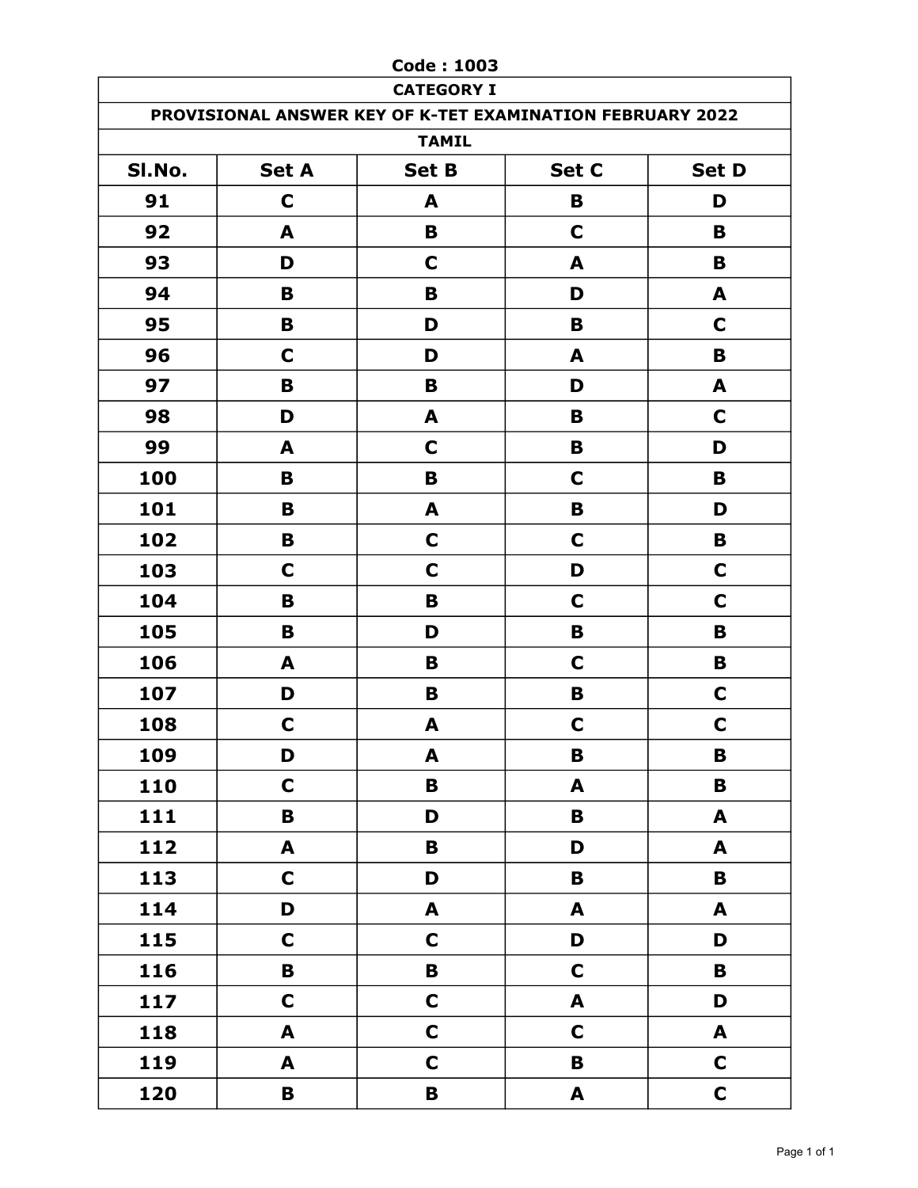**Code : 1003**

**CATEGORY I**

**PROVISIONAL ANSWER KEY OF K-TET EXAMINATION FEBRUARY 2022**

**TAMIL**

| Sl.No. | Set A | Set B | Set C | Set D |
|---|---|---|---|---|
| 91 | C | A | B | D |
| 92 | A | B | C | B |
| 93 | D | C | A | B |
| 94 | B | B | D | A |
| 95 | B | D | B | C |
| 96 | C | D | A | B |
| 97 | B | B | D | A |
| 98 | D | A | B | C |
| 99 | A | C | B | D |
| 100 | B | B | C | B |
| 101 | B | A | B | D |
| 102 | B | C | C | B |
| 103 | C | C | D | C |
| 104 | B | B | C | C |
| 105 | B | D | B | B |
| 106 | A | B | C | B |
| 107 | D | B | B | C |
| 108 | C | A | C | C |
| 109 | D | A | B | B |
| 110 | C | B | A | B |
| 111 | B | D | B | A |
| 112 | A | B | D | A |
| 113 | C | D | B | B |
| 114 | D | A | A | A |
| 115 | C | C | D | D |
| 116 | B | B | C | B |
| 117 | C | C | A | D |
| 118 | A | C | C | A |
| 119 | A | C | B | C |
| 120 | B | B | A | C |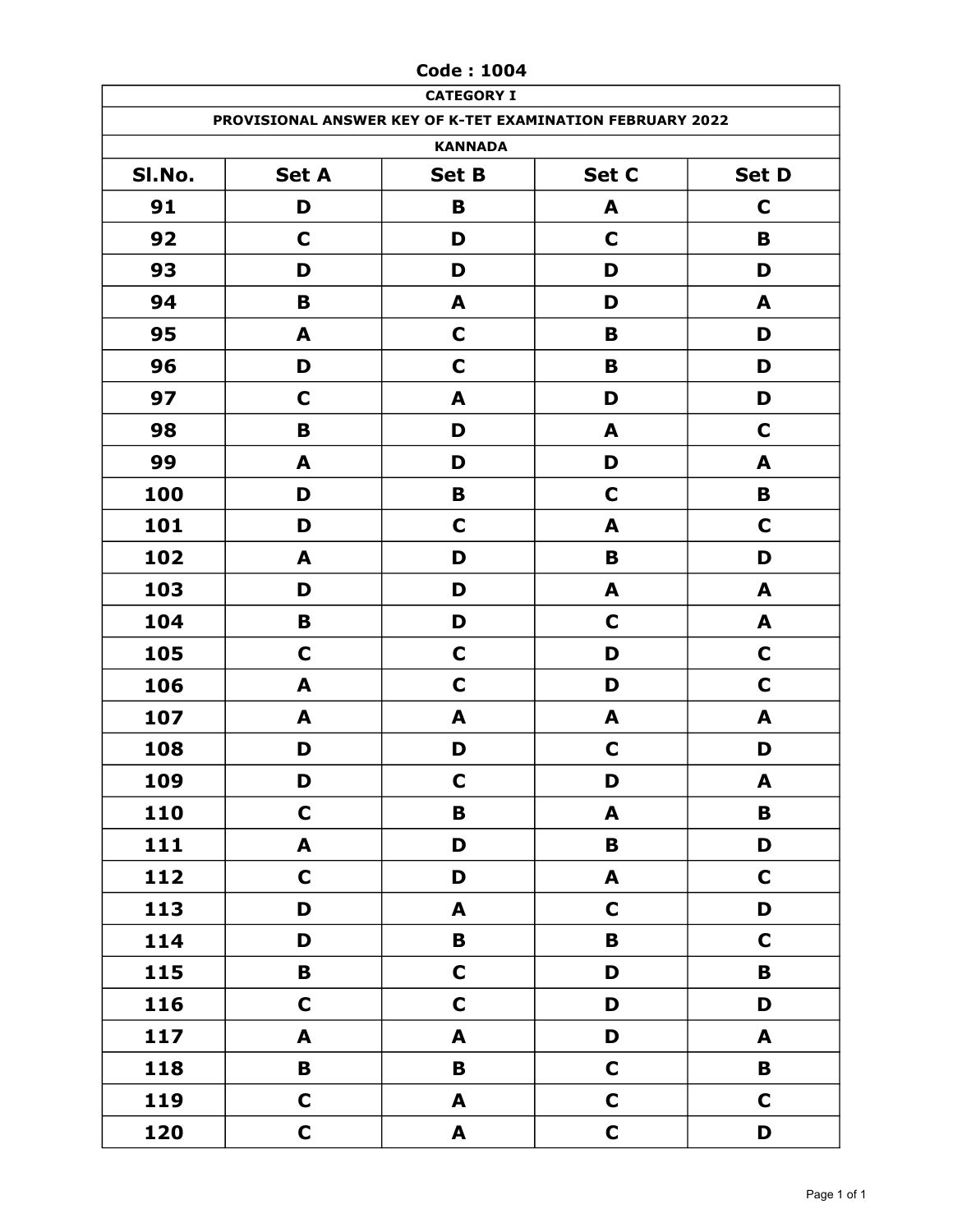**Code : 1004**

| CATEGORY I | | | | |
|---|---|---|---|---|
| PROVISIONAL ANSWER KEY OF K-TET EXAMINATION FEBRUARY 2022 | | | | |
| KANNADA | | | | |
| Sl.No. | Set A | Set B | Set C | Set D |
| 91 | D | B | A | C |
| 92 | C | D | C | B |
| 93 | D | D | D | D |
| 94 | B | A | D | A |
| 95 | A | C | B | D |
| 96 | D | C | B | D |
| 97 | C | A | D | D |
| 98 | B | D | A | C |
| 99 | A | D | D | A |
| 100 | D | B | C | B |
| 101 | D | C | A | C |
| 102 | A | D | B | D |
| 103 | D | D | A | A |
| 104 | B | D | C | A |
| 105 | C | C | D | C |
| 106 | A | C | D | C |
| 107 | A | A | A | A |
| 108 | D | D | C | D |
| 109 | D | C | D | A |
| 110 | C | B | A | B |
| 111 | A | D | B | D |
| 112 | C | D | A | C |
| 113 | D | A | C | D |
| 114 | D | B | B | C |
| 115 | B | C | D | B |
| 116 | C | C | D | D |
| 117 | A | A | D | A |
| 118 | B | B | C | B |
| 119 | C | A | C | C |
| 120 | C | A | C | D |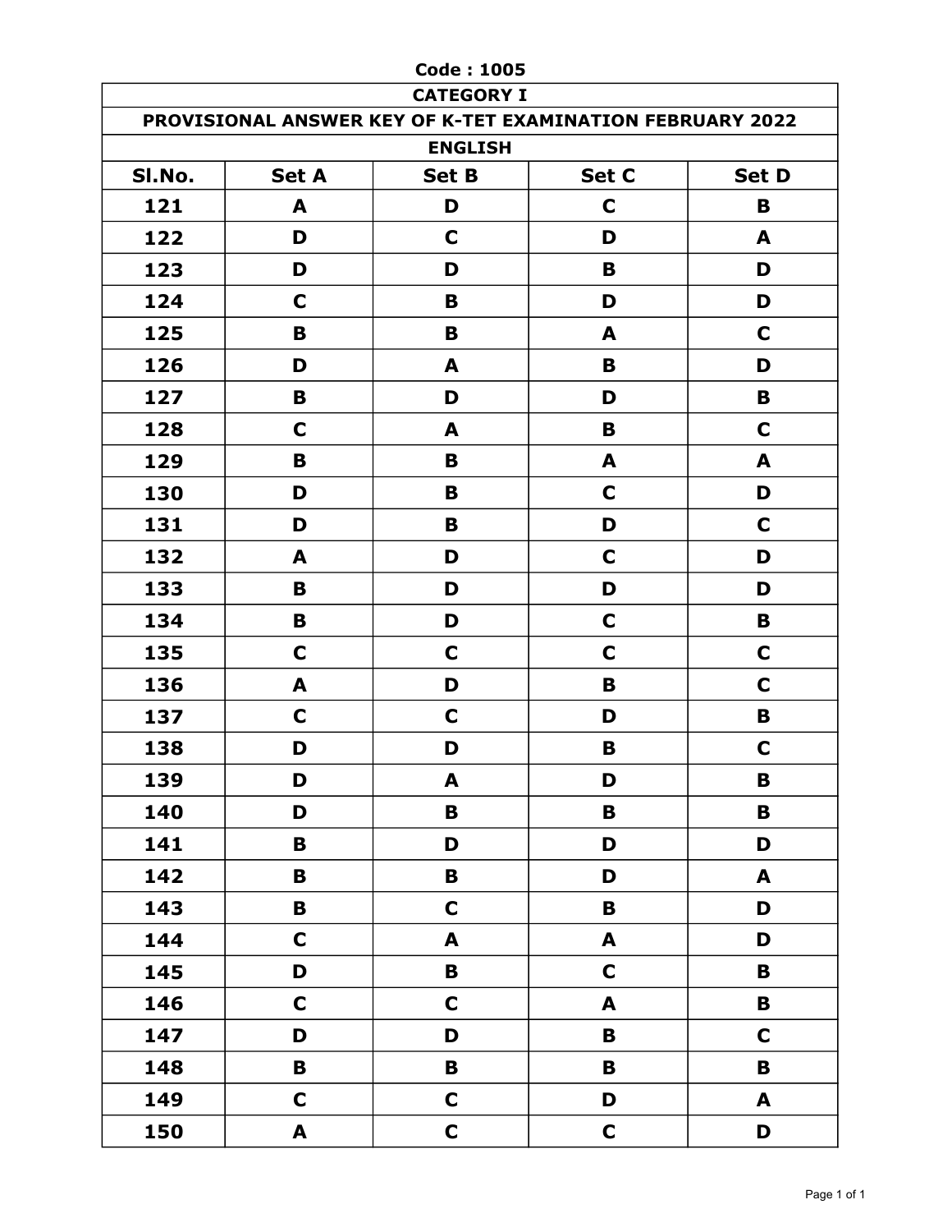**Code : 1005**

| CATEGORY I | | | | |
|---|---|---|---|---|
| PROVISIONAL ANSWER KEY OF K-TET EXAMINATION FEBRUARY 2022 | | | | |
| ENGLISH | | | | |
| Sl.No. | Set A | Set B | Set C | Set D |
| 121 | A | D | C | B |
| 122 | D | C | D | A |
| 123 | D | D | B | D |
| 124 | C | B | D | D |
| 125 | B | B | A | C |
| 126 | D | A | B | D |
| 127 | B | D | D | B |
| 128 | C | A | B | C |
| 129 | B | B | A | A |
| 130 | D | B | C | D |
| 131 | D | B | D | C |
| 132 | A | D | C | D |
| 133 | B | D | D | D |
| 134 | B | D | C | B |
| 135 | C | C | C | C |
| 136 | A | D | B | C |
| 137 | C | C | D | B |
| 138 | D | D | B | C |
| 139 | D | A | D | B |
| 140 | D | B | B | B |
| 141 | B | D | D | D |
| 142 | B | B | D | A |
| 143 | B | C | B | D |
| 144 | C | A | A | D |
| 145 | D | B | C | B |
| 146 | C | C | A | B |
| 147 | D | D | B | C |
| 148 | B | B | B | B |
| 149 | C | C | D | A |
| 150 | A | C | C | D |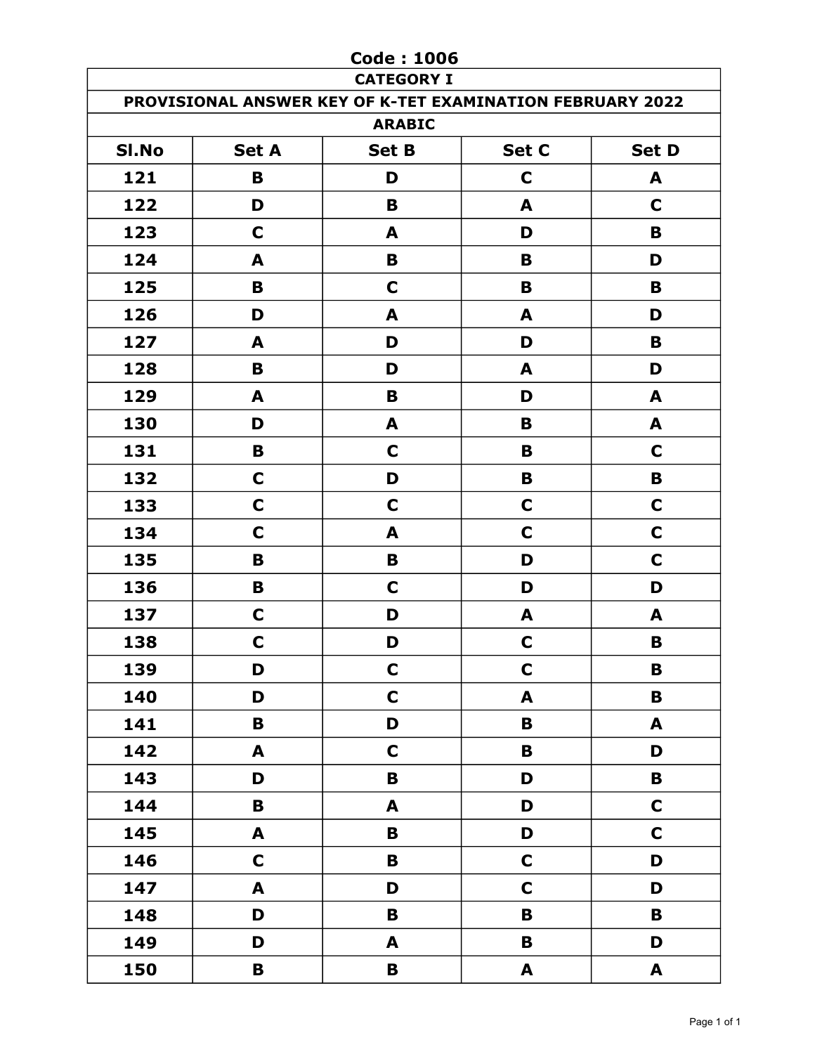**Code : 1006**

| CATEGORY I | | | | |
|---|---|---|---|---|
| PROVISIONAL ANSWER KEY OF K-TET EXAMINATION FEBRUARY 2022 | | | | |
| ARABIC | | | | |
| Sl.No | Set A | Set B | Set C | Set D |
| 121 | B | D | C | A |
| 122 | D | B | A | C |
| 123 | C | A | D | B |
| 124 | A | B | B | D |
| 125 | B | C | B | B |
| 126 | D | A | A | D |
| 127 | A | D | D | B |
| 128 | B | D | A | D |
| 129 | A | B | D | A |
| 130 | D | A | B | A |
| 131 | B | C | B | C |
| 132 | C | D | B | B |
| 133 | C | C | C | C |
| 134 | C | A | C | C |
| 135 | B | B | D | C |
| 136 | B | C | D | D |
| 137 | C | D | A | A |
| 138 | C | D | C | B |
| 139 | D | C | C | B |
| 140 | D | C | A | B |
| 141 | B | D | B | A |
| 142 | A | C | B | D |
| 143 | D | B | D | B |
| 144 | B | A | D | C |
| 145 | A | B | D | C |
| 146 | C | B | C | D |
| 147 | A | D | C | D |
| 148 | D | B | B | B |
| 149 | D | A | B | D |
| 150 | B | B | A | A |